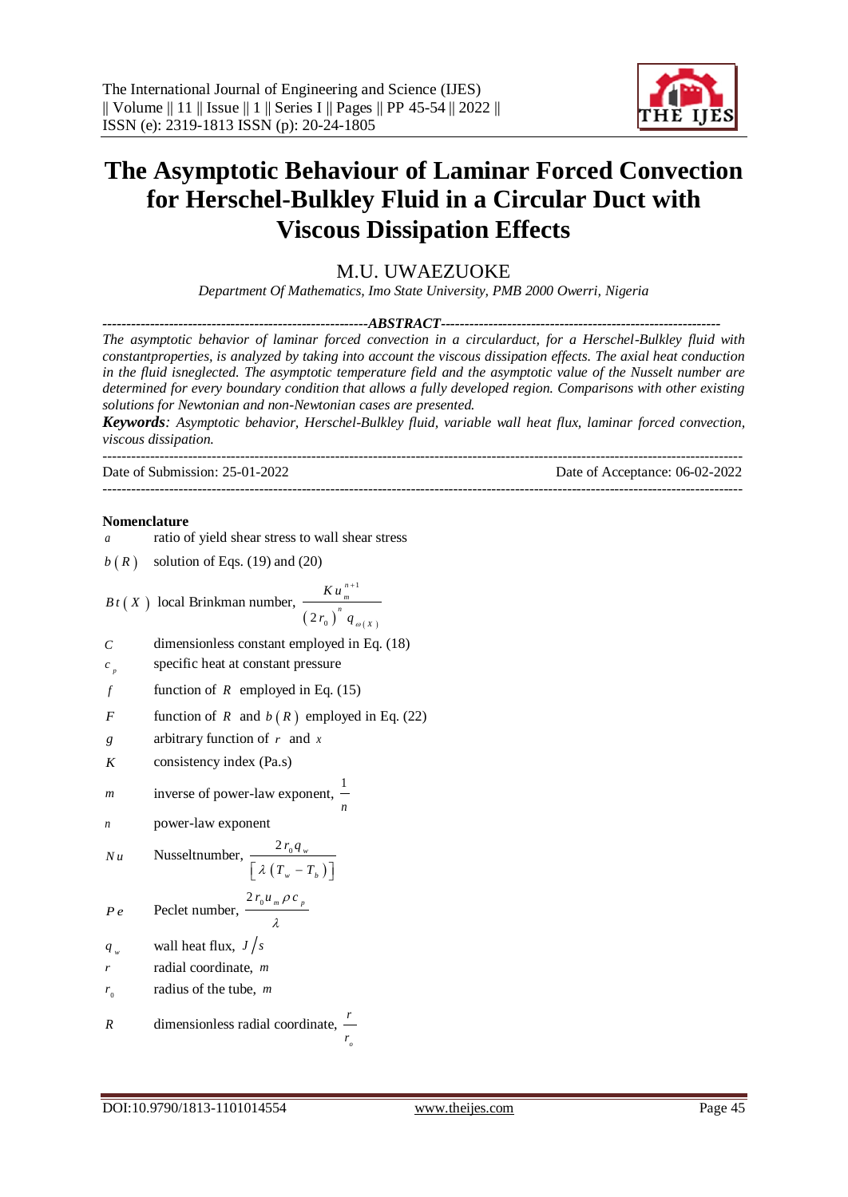# The Asymptotic Behaviour of Laminar Forced Convection for Herschel-Bulkley Fluid in a Circular Duct with Viscous Dissipation Effects

## M.U. UWAEZUOKE

*Department Of Mathematics, Imo State University, PMB 2000 Owerri, Nigeria*

**ABSTRACT**

*The asymptotic behavior of laminar forced convection in a circularduct, for a Herschel-Bulkley fluid with constantproperties, is analyzed by taking into account the viscous dissipation effects. The axial heat conduction in the fluid isneglected. The asymptotic temperature field and the asymptotic value of the Nusselt number are determined for every boundary condition that allows a fully developed region. Comparisons with other existing solutions for Newtonian and non-Newtonian cases are presented.*

***Keywords**: Asymptotic behavior, Herschel-Bulkley fluid, variable wall heat flux, laminar forced convection, viscous dissipation.*

Date of Submission: 25-01-2022 — Date of Acceptance: 06-02-2022

---

### Nomenclature

- $a$ — ratio of yield shear stress to wall shear stress
- $b(R)$ — solution of Eqs. (19) and (20)
- $Bt(X)$ — local Brinkman number, $\dfrac{K u_m^{n+1}}{(2r_0)^n q_{\omega(X)}}$
- $C$ — dimensionless constant employed in Eq. (18)
- $c_p$ — specific heat at constant pressure
- $f$ — function of $R$ employed in Eq. (15)
- $F$ — function of $R$ and $b(R)$ employed in Eq. (22)
- $g$ — arbitrary function of $r$ and $x$
- $K$ — consistency index (Pa.s)
- $m$ — inverse of power-law exponent, $\dfrac{1}{n}$
- $n$ — power-law exponent
- $Nu$ — Nusseltnumber, $\dfrac{2r_0 q_w}{\left[\lambda\left(T_w - T_b\right)\right]}$
- $Pe$ — Peclet number, $\dfrac{2r_0 u_m \rho c_p}{\lambda}$
- $q_w$ — wall heat flux, $J/s$
- $r$ — radial coordinate, $m$
- $r_0$ — radius of the tube, $m$
- $R$ — dimensionless radial coordinate, $\dfrac{r}{r_o}$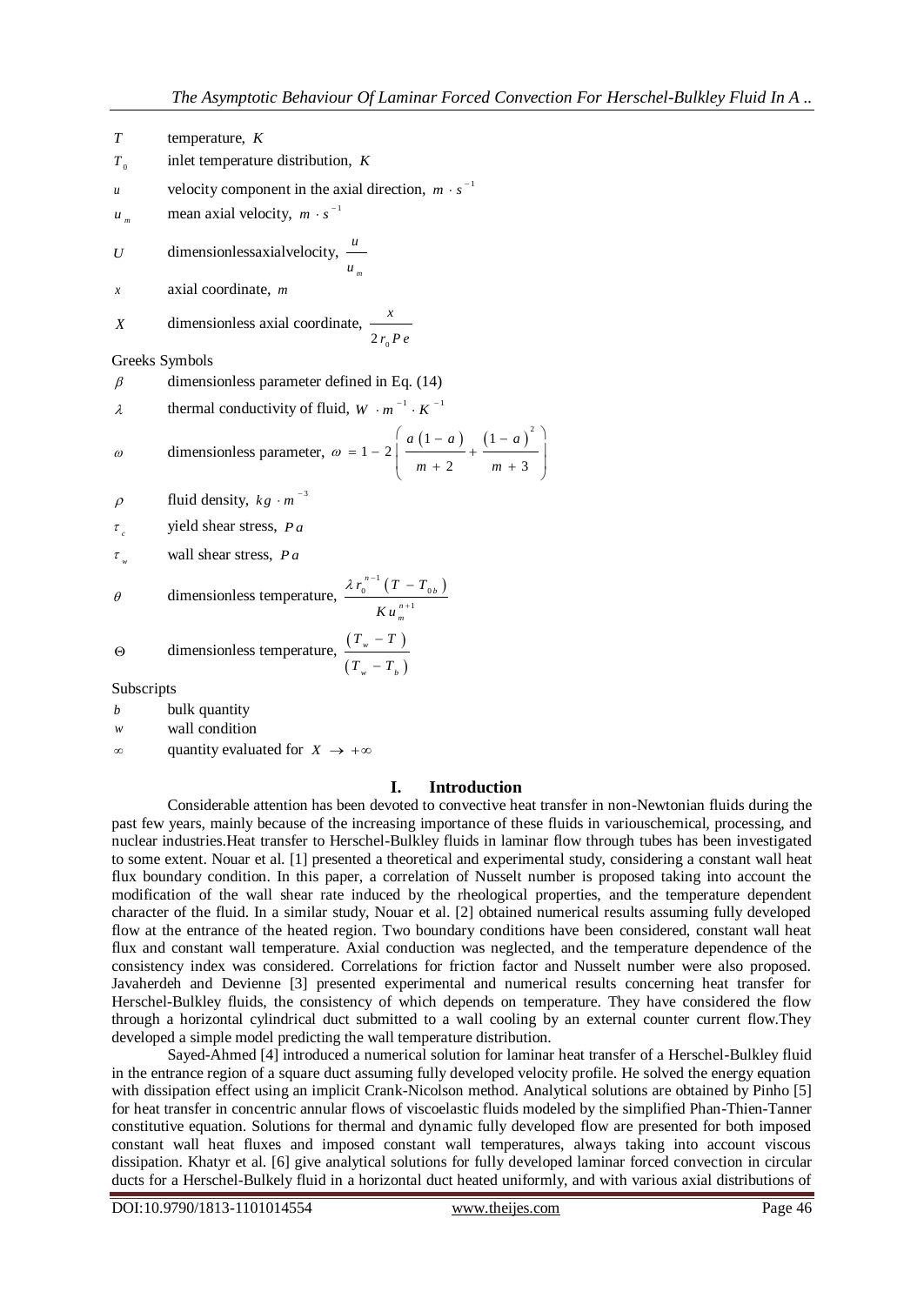$T$ temperature, $K$

$T_0$ inlet temperature distribution, $K$

$u$ velocity component in the axial direction, $m \cdot s^{-1}$

$u_m$ mean axial velocity, $m \cdot s^{-1}$

$U$ dimensionlessaxialvelocity, $\dfrac{u}{u_m}$

$x$ axial coordinate, $m$

$X$ dimensionless axial coordinate, $\dfrac{x}{2 r_0 Pe}$

Greeks Symbols

$\beta$ dimensionless parameter defined in Eq. (14)

$\lambda$ thermal conductivity of fluid, $W \cdot m^{-1} \cdot K^{-1}$

$\omega$ dimensionless parameter, $\omega = 1 - 2\left(\dfrac{a(1-a)}{m+2} + \dfrac{(1-a)^2}{m+3}\right)$

$\rho$ fluid density, $kg \cdot m^{-3}$

$\tau_c$ yield shear stress, $Pa$

$\tau_w$ wall shear stress, $Pa$

$\theta$ dimensionless temperature, $\dfrac{\lambda r_0^{n-1}(T - T_{0b})}{K u_m^{n+1}}$

$\Theta$ dimensionless temperature, $\dfrac{(T_w - T)}{(T_w - T_b)}$

Subscripts

$b$ bulk quantity

$w$ wall condition

$\infty$ quantity evaluated for $X \to +\infty$

## I. Introduction

Considerable attention has been devoted to convective heat transfer in non-Newtonian fluids during the past few years, mainly because of the increasing importance of these fluids in variouschemical, processing, and nuclear industries.Heat transfer to Herschel-Bulkley fluids in laminar flow through tubes has been investigated to some extent. Nouar et al. [1] presented a theoretical and experimental study, considering a constant wall heat flux boundary condition. In this paper, a correlation of Nusselt number is proposed taking into account the modification of the wall shear rate induced by the rheological properties, and the temperature dependent character of the fluid. In a similar study, Nouar et al. [2] obtained numerical results assuming fully developed flow at the entrance of the heated region. Two boundary conditions have been considered, constant wall heat flux and constant wall temperature. Axial conduction was neglected, and the temperature dependence of the consistency index was considered. Correlations for friction factor and Nusselt number were also proposed. Javaherdeh and Devienne [3] presented experimental and numerical results concerning heat transfer for Herschel-Bulkley fluids, the consistency of which depends on temperature. They have considered the flow through a horizontal cylindrical duct submitted to a wall cooling by an external counter current flow.They developed a simple model predicting the wall temperature distribution.

Sayed-Ahmed [4] introduced a numerical solution for laminar heat transfer of a Herschel-Bulkley fluid in the entrance region of a square duct assuming fully developed velocity profile. He solved the energy equation with dissipation effect using an implicit Crank-Nicolson method. Analytical solutions are obtained by Pinho [5] for heat transfer in concentric annular flows of viscoelastic fluids modeled by the simplified Phan-Thien-Tanner constitutive equation. Solutions for thermal and dynamic fully developed flow are presented for both imposed constant wall heat fluxes and imposed constant wall temperatures, always taking into account viscous dissipation. Khatyr et al. [6] give analytical solutions for fully developed laminar forced convection in circular ducts for a Herschel-Bulkely fluid in a horizontal duct heated uniformly, and with various axial distributions of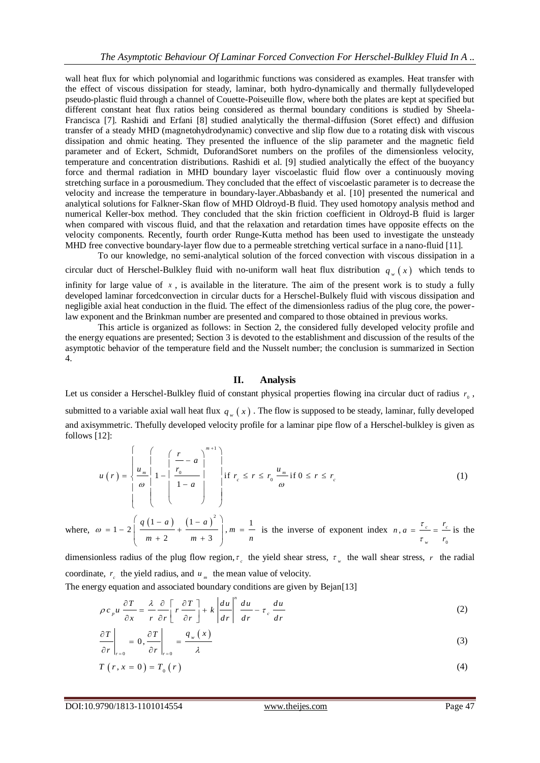wall heat flux for which polynomial and logarithmic functions was considered as examples. Heat transfer with the effect of viscous dissipation for steady, laminar, both hydro-dynamically and thermally fullydeveloped pseudo-plastic fluid through a channel of Couette-Poiseuille flow, where both the plates are kept at specified but different constant heat flux ratios being considered as thermal boundary conditions is studied by Sheela-Francisca [7]. Rashidi and Erfani [8] studied analytically the thermal-diffusion (Soret effect) and diffusion transfer of a steady MHD (magnetohydrodynamic) convective and slip flow due to a rotating disk with viscous dissipation and ohmic heating. They presented the influence of the slip parameter and the magnetic field parameter and of Eckert, Schmidt, DuforandSoret numbers on the profiles of the dimensionless velocity, temperature and concentration distributions. Rashidi et al. [9] studied analytically the effect of the buoyancy force and thermal radiation in MHD boundary layer viscoelastic fluid flow over a continuously moving stretching surface in a porousmedium. They concluded that the effect of viscoelastic parameter is to decrease the velocity and increase the temperature in boundary-layer.Abbasbandy et al. [10] presented the numerical and analytical solutions for Falkner-Skan flow of MHD Oldroyd-B fluid. They used homotopy analysis method and numerical Keller-box method. They concluded that the skin friction coefficient in Oldroyd-B fluid is larger when compared with viscous fluid, and that the relaxation and retardation times have opposite effects on the velocity components. Recently, fourth order Runge-Kutta method has been used to investigate the unsteady MHD free convective boundary-layer flow due to a permeable stretching vertical surface in a nano-fluid [11].

To our knowledge, no semi-analytical solution of the forced convection with viscous dissipation in a circular duct of Herschel-Bulkley fluid with no-uniform wall heat flux distribution $q_w(x)$ which tends to infinity for large value of $x$, is available in the literature. The aim of the present work is to study a fully developed laminar forcedconvection in circular ducts for a Herschel-Bulkely fluid with viscous dissipation and negligible axial heat conduction in the fluid. The effect of the dimensionless radius of the plug core, the power-law exponent and the Brinkman number are presented and compared to those obtained in previous works.

This article is organized as follows: in Section 2, the considered fully developed velocity profile and the energy equations are presented; Section 3 is devoted to the establishment and discussion of the results of the asymptotic behavior of the temperature field and the Nusselt number; the conclusion is summarized in Section 4.

## II. Analysis

Let us consider a Herschel-Bulkley fluid of constant physical properties flowing ina circular duct of radius $r_0$, submitted to a variable axial wall heat flux $q_w(x)$. The flow is supposed to be steady, laminar, fully developed and axisymmetric. Thefully developed velocity profile for a laminar pipe flow of a Herschel-bulkley is given as follows [12]:

$$u(r) = \begin{cases} \dfrac{u_m}{\omega}\left(1 - \left(\dfrac{\frac{r}{r_0} - a}{1 - a}\right)^{m+1}\right) \text{if } r_c \le r \le r_0 \ \dfrac{u_m}{\omega} \text{if } 0 \le r \le r_c \end{cases} \tag{1}$$

where, $\omega = 1 - 2\left(\dfrac{q(1-a)}{m+2} + \dfrac{(1-a)^2}{m+3}\right), m = \dfrac{1}{n}$ is the inverse of exponent index $n, a = \dfrac{\tau_c}{\tau_w} = \dfrac{r_c}{r_0}$ is the dimensionless radius of the plug flow region, $\tau_c$ the yield shear stress, $\tau_w$ the wall shear stress, $r$ the radial coordinate, $r_c$ the yield radius, and $u_m$ the mean value of velocity.

The energy equation and associated boundary conditions are given by Bejan[13]

$$\rho c_p u \frac{\partial T}{\partial x} = \frac{\lambda}{r}\frac{\partial}{\partial r}\left[r\frac{\partial T}{\partial r}\right] + k\left|\frac{du}{dr}\right|^n \frac{du}{dr} - \tau_c \frac{du}{dr} \tag{2}$$

$$\left.\frac{\partial T}{\partial r}\right|_{r=0} = 0, \left.\frac{\partial T}{\partial r}\right|_{r=0} = \frac{q_w(x)}{\lambda} \tag{3}$$

$$T(r, x = 0) = T_0(r) \tag{4}$$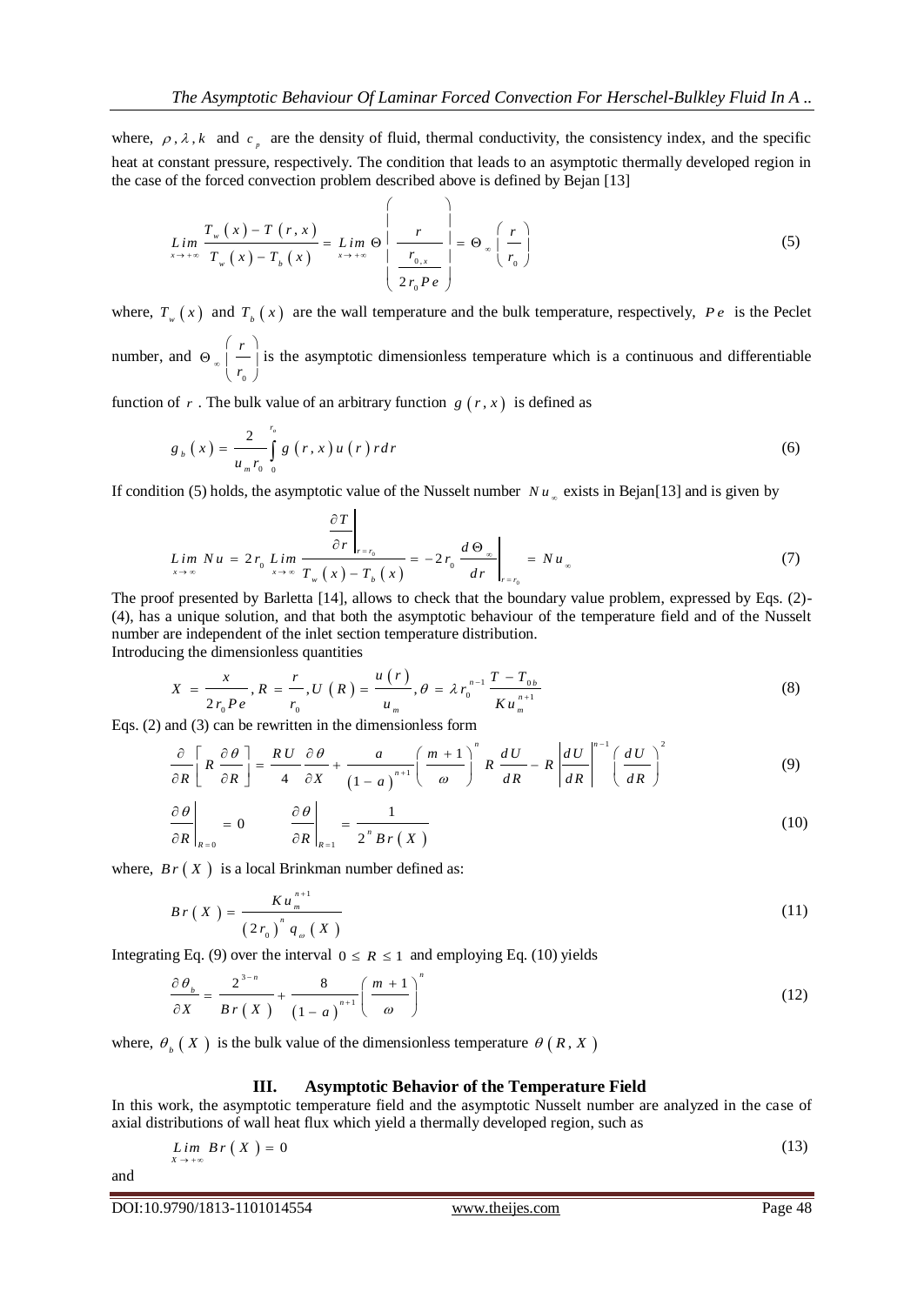where, $\rho, \lambda, k$ and $c_p$ are the density of fluid, thermal conductivity, the consistency index, and the specific heat at constant pressure, respectively. The condition that leads to an asymptotic thermally developed region in the case of the forced convection problem described above is defined by Bejan [13]

$$\lim_{x \to +\infty} \frac{T_w(x) - T(r,x)}{T_w(x) - T_b(x)} = \lim_{x \to +\infty} \Theta\left( \frac{r}{\frac{r_{0,x}}{2r_0 Pe}} \right) = \Theta_\infty\left(\frac{r}{r_0}\right) \tag{5}$$

where, $T_w(x)$ and $T_b(x)$ are the wall temperature and the bulk temperature, respectively, $Pe$ is the Peclet number, and $\Theta_\infty\left(\frac{r}{r_0}\right)$ is the asymptotic dimensionless temperature which is a continuous and differentiable function of $r$. The bulk value of an arbitrary function $g(r,x)$ is defined as

$$g_b(x) = \frac{2}{u_m r_0} \int_0^{r_0} g(r,x)\, u(r)\, r dr \tag{6}$$

If condition (5) holds, the asymptotic value of the Nusselt number $Nu_\infty$ exists in Bejan[13] and is given by

$$\lim_{x \to \infty} Nu = 2r_0 \lim_{x \to \infty} \frac{\left.\frac{\partial T}{\partial r}\right|_{r=r_0}}{T_w(x) - T_b(x)} = -2r_0 \left.\frac{d\Theta_\infty}{dr}\right|_{r=r_0} = Nu_\infty \tag{7}$$

The proof presented by Barletta [14], allows to check that the boundary value problem, expressed by Eqs. (2)-(4), has a unique solution, and that both the asymptotic behaviour of the temperature field and of the Nusselt number are independent of the inlet section temperature distribution.

Introducing the dimensionless quantities

$$X = \frac{x}{2r_0 Pe}, R = \frac{r}{r_0}, U(R) = \frac{u(r)}{u_m}, \theta = \lambda r_0^{n-1} \frac{T - T_{0b}}{K u_m^{n+1}} \tag{8}$$

Eqs. (2) and (3) can be rewritten in the dimensionless form

$$\frac{\partial}{\partial R}\left[ R \frac{\partial \theta}{\partial R} \right] = \frac{RU}{4} \frac{\partial \theta}{\partial X} + \frac{a}{(1-a)^{n+1}} \left( \frac{m+1}{\omega} \right)^n R \frac{dU}{dR} - R \left| \frac{dU}{dR} \right|^{n-1} \left( \frac{dU}{dR} \right)^2 \tag{9}$$

$$\left.\frac{\partial \theta}{\partial R}\right|_{R=0} = 0 \qquad \left.\frac{\partial \theta}{\partial R}\right|_{R=1} = \frac{1}{2^n Br(X)} \tag{10}$$

where, $Br(X)$ is a local Brinkman number defined as:

$$Br(X) = \frac{K u_m^{n+1}}{(2r_0)^n q_\omega(X)} \tag{11}$$

Integrating Eq. (9) over the interval $0 \le R \le 1$ and employing Eq. (10) yields

$$\frac{\partial \theta_b}{\partial X} = \frac{2^{3-n}}{Br(X)} + \frac{8}{(1-a)^{n+1}} \left( \frac{m+1}{\omega} \right)^n \tag{12}$$

where, $\theta_b(X)$ is the bulk value of the dimensionless temperature $\theta(R,X)$

## III. Asymptotic Behavior of the Temperature Field

In this work, the asymptotic temperature field and the asymptotic Nusselt number are analyzed in the case of axial distributions of wall heat flux which yield a thermally developed region, such as

$$\lim_{X \to +\infty} Br(X) = 0 \tag{13}$$

and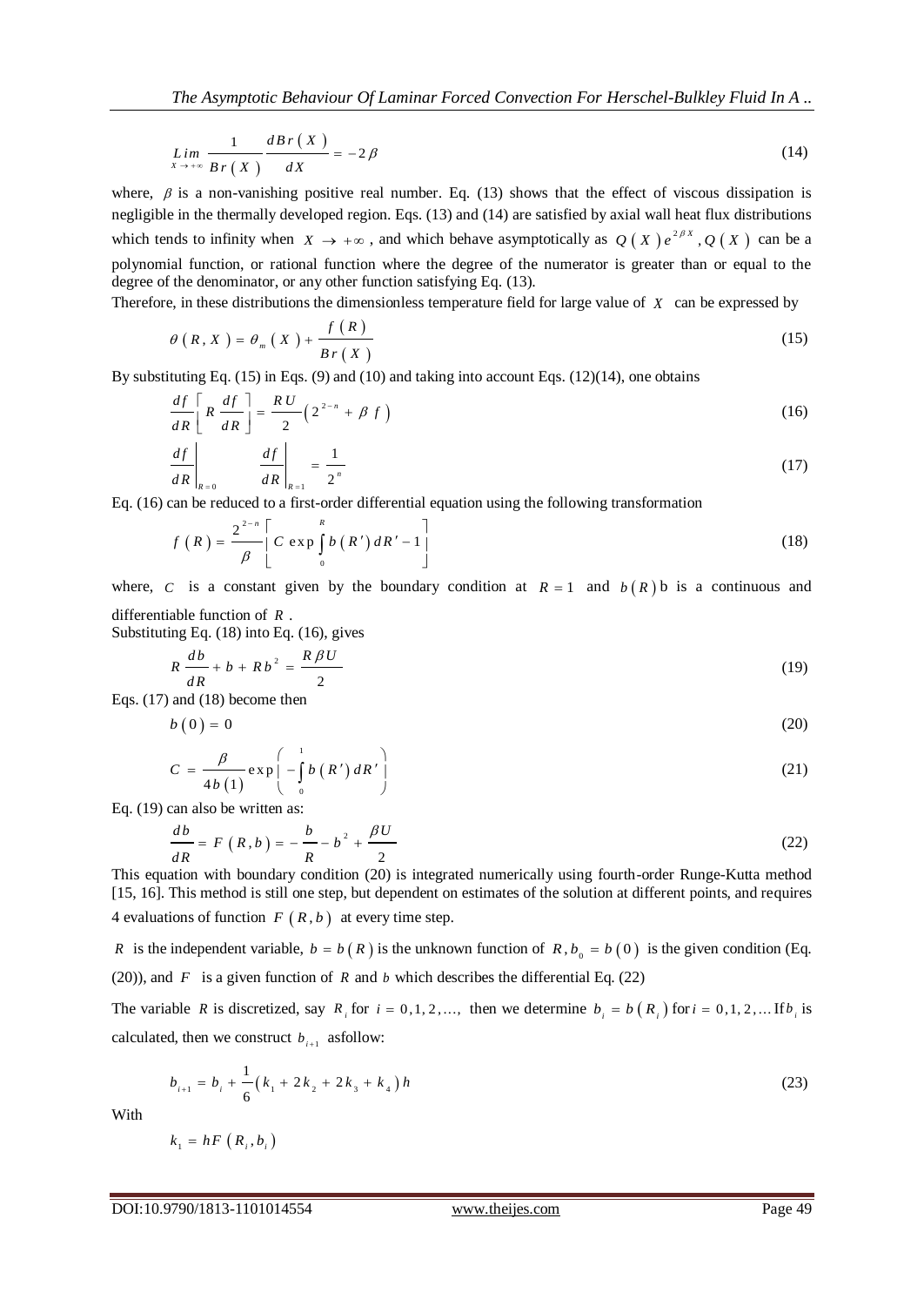$$\lim_{X \to +\infty} \frac{1}{Br(X)} \frac{dBr(X)}{dX} = -2\beta \tag{14}$$

where, $\beta$ is a non-vanishing positive real number. Eq. (13) shows that the effect of viscous dissipation is negligible in the thermally developed region. Eqs. (13) and (14) are satisfied by axial wall heat flux distributions which tends to infinity when $X \to +\infty$, and which behave asymptotically as $Q(X)e^{2\beta X}$, $Q(X)$ can be a polynomial function, or rational function where the degree of the numerator is greater than or equal to the degree of the denominator, or any other function satisfying Eq. (13).

Therefore, in these distributions the dimensionless temperature field for large value of $X$ can be expressed by

$$\theta(R, X) = \theta_m(X) + \frac{f(R)}{Br(X)} \tag{15}$$

By substituting Eq. (15) in Eqs. (9) and (10) and taking into account Eqs. (12)(14), one obtains

$$\frac{df}{dR}\left[R\frac{df}{dR}\right] = \frac{RU}{2}\left(2^{2-n} + \beta f\right) \tag{16}$$

$$\left.\frac{df}{dR}\right|_{R=0} \quad \left.\frac{df}{dR}\right|_{R=1} = \frac{1}{2^n} \tag{17}$$

Eq. (16) can be reduced to a first-order differential equation using the following transformation

$$f(R) = \frac{2^{2-n}}{\beta}\left[C \exp\int_0^R b(R')\,dR' - 1\right] \tag{18}$$

where, $C$ is a constant given by the boundary condition at $R = 1$ and $b(R)$ b is a continuous and differentiable function of $R$.

Substituting Eq. (18) into Eq. (16), gives

$$R\frac{db}{dR} + b + Rb^2 = \frac{R\beta U}{2} \tag{19}$$

Eqs. (17) and (18) become then

$$b(0) = 0 \tag{20}$$

$$C = \frac{\beta}{4b(1)}\exp\left(-\int_0^1 b(R')\,dR'\right) \tag{21}$$

Eq. (19) can also be written as:

$$\frac{db}{dR} = F(R, b) = -\frac{b}{R} - b^2 + \frac{\beta U}{2} \tag{22}$$

This equation with boundary condition (20) is integrated numerically using fourth-order Runge-Kutta method [15, 16]. This method is still one step, but dependent on estimates of the solution at different points, and requires 4 evaluations of function $F(R, b)$ at every time step.

$R$ is the independent variable, $b = b(R)$ is the unknown function of $R$, $b_0 = b(0)$ is the given condition (Eq. (20)), and $F$ is a given function of $R$ and $b$ which describes the differential Eq. (22)

The variable $R$ is discretized, say $R_i$ for $i = 0, 1, 2, \ldots,$ then we determine $b_i = b(R_i)$ for $i = 0, 1, 2, \ldots$ If $b_i$ is calculated, then we construct $b_{i+1}$ asfollow:

$$b_{i+1} = b_i + \frac{1}{6}\left(k_1 + 2k_2 + 2k_3 + k_4\right)h \tag{23}$$

With

$$k_1 = hF(R_i, b_i)$$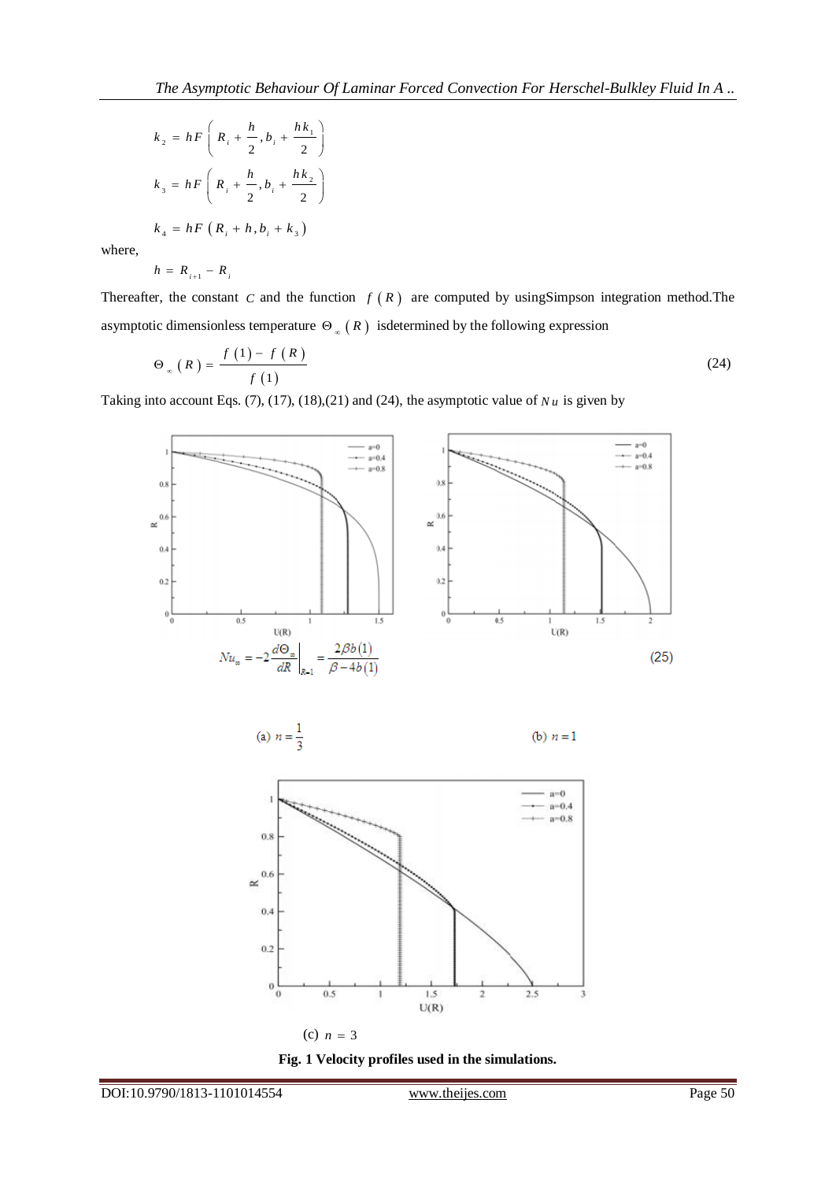$$k_2 = hF\left(R_i + \frac{h}{2}, b_i + \frac{hk_1}{2}\right)$$

$$k_3 = hF\left(R_i + \frac{h}{2}, b_i + \frac{hk_2}{2}\right)$$

$$k_4 = hF\left(R_i + h, b_i + k_3\right)$$

where,

$$h = R_{i+1} - R_i$$

Thereafter, the constant $C$ and the function $f(R)$ are computed by usingSimpson integration method.The asymptotic dimensionless temperature $\Theta_\infty(R)$ isdetermined by the following expression

$$\Theta_\infty(R) = \frac{f(1) - f(R)}{f(1)} \tag{24}$$

Taking into account Eqs. (7), (17), (18),(21) and (24), the asymptotic value of $Nu$ is given by

$$Nu_\infty = -2\left.\frac{d\Theta_\infty}{dR}\right|_{R=1} = \frac{2\beta b(1)}{\beta - 4b(1)} \tag{25}$$

(a) $n = \frac{1}{3}$

(b) $n = 1$

(c) $n = 3$

**Fig. 1 Velocity profiles used in the simulations.**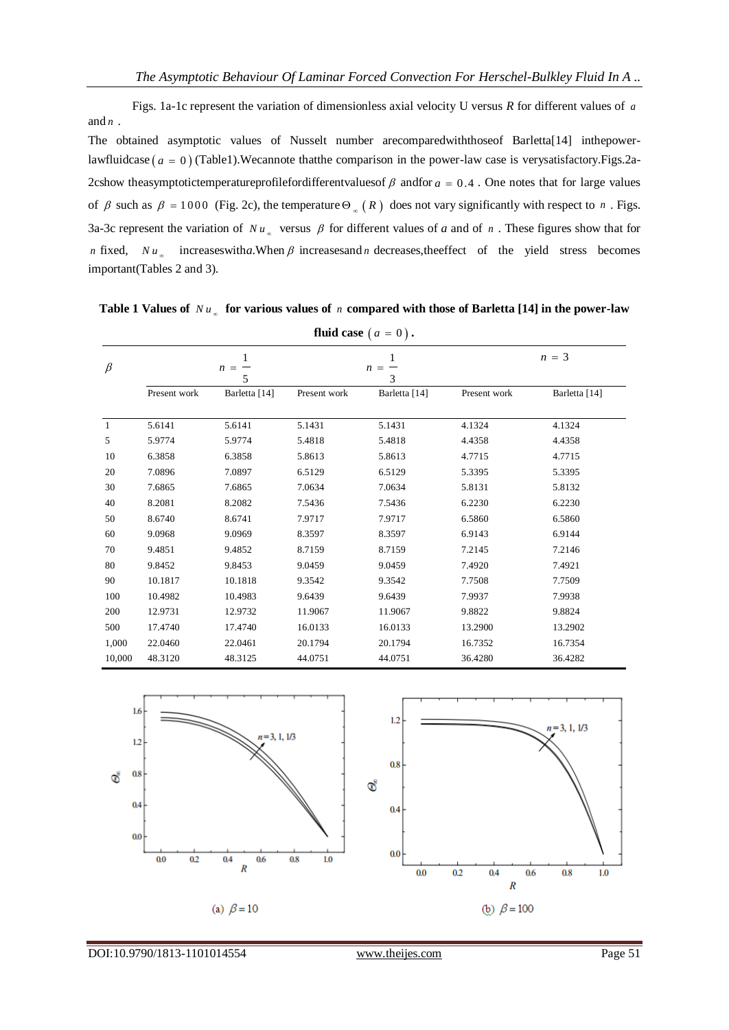Figs. 1a-1c represent the variation of dimensionless axial velocity U versus $R$ for different values of $a$ and $n$.

The obtained asymptotic values of Nusselt number arecomparedwiththoseof Barletta[14] inthepower-lawfluidcase ($a = 0$) (Table1).Wecannote thatthe comparison in the power-law case is verysatisfactory.Figs.2a-2cshow theasymptotictemperatureprofilefordifferentvaluesof $\beta$ andfor $a = 0.4$. One notes that for large values of $\beta$ such as $\beta = 1000$ (Fig. 2c), the temperature $\Theta_{\infty}(R)$ does not vary significantly with respect to $n$. Figs. 3a-3c represent the variation of $Nu_{\infty}$ versus $\beta$ for different values of $a$ and of $n$. These figures show that for $n$ fixed, $Nu_{\infty}$ increaseswith*a*.When $\beta$ increasesand $n$ decreases,theeffect of the yield stress becomes important(Tables 2 and 3).

**Table 1 Values of $Nu_{\infty}$ for various values of $n$ compared with those of Barletta [14] in the power-law fluid case ($a = 0$).**

| $\beta$ | $n = \frac{1}{5}$ | | $n = \frac{1}{3}$ | | $n = 3$ | |
|---|---|---|---|---|---|---|
| | Present work | Barletta [14] | Present work | Barletta [14] | Present work | Barletta [14] |
| 1 | 5.6141 | 5.6141 | 5.1431 | 5.1431 | 4.1324 | 4.1324 |
| 5 | 5.9774 | 5.9774 | 5.4818 | 5.4818 | 4.4358 | 4.4358 |
| 10 | 6.3858 | 6.3858 | 5.8613 | 5.8613 | 4.7715 | 4.7715 |
| 20 | 7.0896 | 7.0897 | 6.5129 | 6.5129 | 5.3395 | 5.3395 |
| 30 | 7.6865 | 7.6865 | 7.0634 | 7.0634 | 5.8131 | 5.8132 |
| 40 | 8.2081 | 8.2082 | 7.5436 | 7.5436 | 6.2230 | 6.2230 |
| 50 | 8.6740 | 8.6741 | 7.9717 | 7.9717 | 6.5860 | 6.5860 |
| 60 | 9.0968 | 9.0969 | 8.3597 | 8.3597 | 6.9143 | 6.9144 |
| 70 | 9.4851 | 9.4852 | 8.7159 | 8.7159 | 7.2145 | 7.2146 |
| 80 | 9.8452 | 9.8453 | 9.0459 | 9.0459 | 7.4920 | 7.4921 |
| 90 | 10.1817 | 10.1818 | 9.3542 | 9.3542 | 7.7508 | 7.7509 |
| 100 | 10.4982 | 10.4983 | 9.6439 | 9.6439 | 7.9937 | 7.9938 |
| 200 | 12.9731 | 12.9732 | 11.9067 | 11.9067 | 9.8822 | 9.8824 |
| 500 | 17.4740 | 17.4740 | 16.0133 | 16.0133 | 13.2900 | 13.2902 |
| 1,000 | 22.0460 | 22.0461 | 20.1794 | 20.1794 | 16.7352 | 16.7354 |
| 10,000 | 48.3120 | 48.3125 | 44.0751 | 44.0751 | 36.4280 | 36.4282 |

(a) $\beta = 10$

(b) $\beta = 100$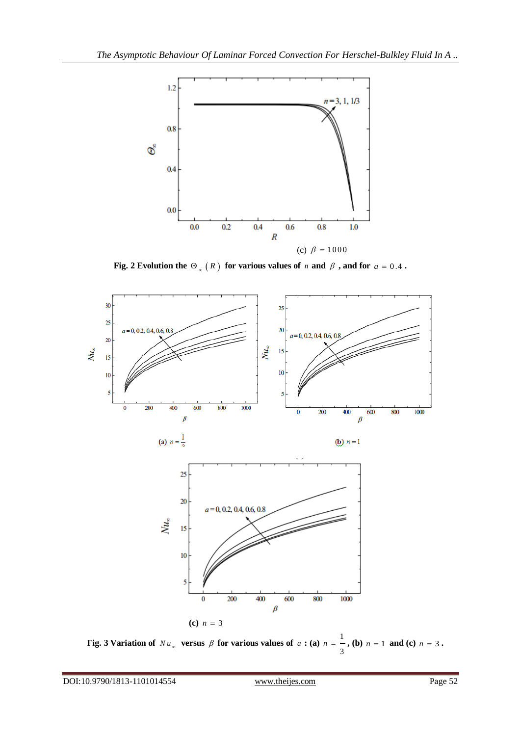(c) $\beta = 1000$

**Fig. 2 Evolution the $\Theta_{\infty}(R)$ for various values of $n$ and $\beta$ , and for $a = 0.4$ .**

(a) $n = \frac{1}{3}$

(b) $n = 1$

(c) $n = 3$

**Fig. 3 Variation of $Nu_{\infty}$ versus $\beta$ for various values of $a$ : (a) $n = \frac{1}{3}$, (b) $n = 1$ and (c) $n = 3$ .**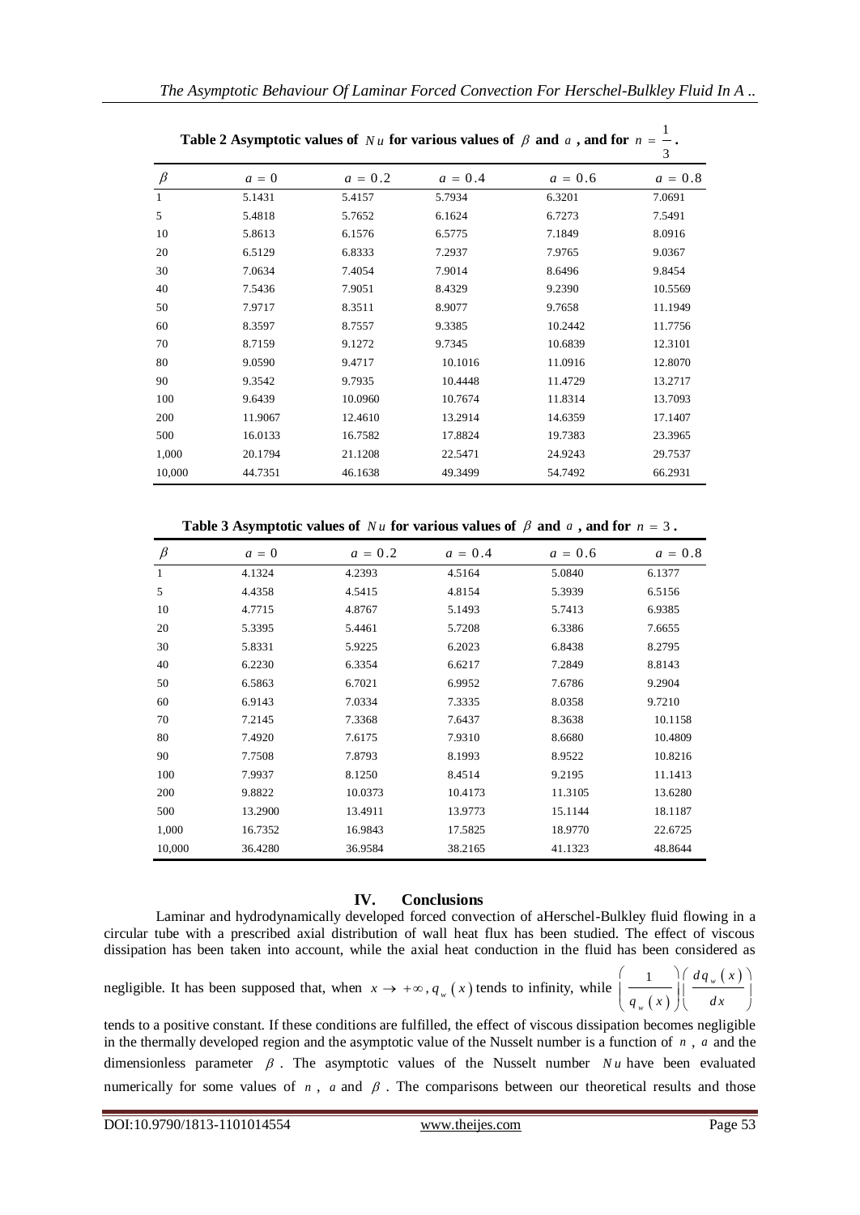**Table 2 Asymptotic values of $Nu$ for various values of $\beta$ and $a$, and for $n = \frac{1}{3}$.**

| $\beta$ | $a = 0$ | $a = 0.2$ | $a = 0.4$ | $a = 0.6$ | $a = 0.8$ |
|---|---|---|---|---|---|
| 1 | 5.1431 | 5.4157 | 5.7934 | 6.3201 | 7.0691 |
| 5 | 5.4818 | 5.7652 | 6.1624 | 6.7273 | 7.5491 |
| 10 | 5.8613 | 6.1576 | 6.5775 | 7.1849 | 8.0916 |
| 20 | 6.5129 | 6.8333 | 7.2937 | 7.9765 | 9.0367 |
| 30 | 7.0634 | 7.4054 | 7.9014 | 8.6496 | 9.8454 |
| 40 | 7.5436 | 7.9051 | 8.4329 | 9.2390 | 10.5569 |
| 50 | 7.9717 | 8.3511 | 8.9077 | 9.7658 | 11.1949 |
| 60 | 8.3597 | 8.7557 | 9.3385 | 10.2442 | 11.7756 |
| 70 | 8.7159 | 9.1272 | 9.7345 | 10.6839 | 12.3101 |
| 80 | 9.0590 | 9.4717 | 10.1016 | 11.0916 | 12.8070 |
| 90 | 9.3542 | 9.7935 | 10.4448 | 11.4729 | 13.2717 |
| 100 | 9.6439 | 10.0960 | 10.7674 | 11.8314 | 13.7093 |
| 200 | 11.9067 | 12.4610 | 13.2914 | 14.6359 | 17.1407 |
| 500 | 16.0133 | 16.7582 | 17.8824 | 19.7383 | 23.3965 |
| 1,000 | 20.1794 | 21.1208 | 22.5471 | 24.9243 | 29.7537 |
| 10,000 | 44.7351 | 46.1638 | 49.3499 | 54.7492 | 66.2931 |

**Table 3 Asymptotic values of $Nu$ for various values of $\beta$ and $a$, and for $n = 3$.**

| $\beta$ | $a = 0$ | $a = 0.2$ | $a = 0.4$ | $a = 0.6$ | $a = 0.8$ |
|---|---|---|---|---|---|
| 1 | 4.1324 | 4.2393 | 4.5164 | 5.0840 | 6.1377 |
| 5 | 4.4358 | 4.5415 | 4.8154 | 5.3939 | 6.5156 |
| 10 | 4.7715 | 4.8767 | 5.1493 | 5.7413 | 6.9385 |
| 20 | 5.3395 | 5.4461 | 5.7208 | 6.3386 | 7.6655 |
| 30 | 5.8331 | 5.9225 | 6.2023 | 6.8438 | 8.2795 |
| 40 | 6.2230 | 6.3354 | 6.6217 | 7.2849 | 8.8143 |
| 50 | 6.5863 | 6.7021 | 6.9952 | 7.6786 | 9.2904 |
| 60 | 6.9143 | 7.0334 | 7.3335 | 8.0358 | 9.7210 |
| 70 | 7.2145 | 7.3368 | 7.6437 | 8.3638 | 10.1158 |
| 80 | 7.4920 | 7.6175 | 7.9310 | 8.6680 | 10.4809 |
| 90 | 7.7508 | 7.8793 | 8.1993 | 8.9522 | 10.8216 |
| 100 | 7.9937 | 8.1250 | 8.4514 | 9.2195 | 11.1413 |
| 200 | 9.8822 | 10.0373 | 10.4173 | 11.3105 | 13.6280 |
| 500 | 13.2900 | 13.4911 | 13.9773 | 15.1144 | 18.1187 |
| 1,000 | 16.7352 | 16.9843 | 17.5825 | 18.9770 | 22.6725 |
| 10,000 | 36.4280 | 36.9584 | 38.2165 | 41.1323 | 48.8644 |

## IV. Conclusions

Laminar and hydrodynamically developed forced convection of aHerschel-Bulkley fluid flowing in a circular tube with a prescribed axial distribution of wall heat flux has been studied. The effect of viscous dissipation has been taken into account, while the axial heat conduction in the fluid has been considered as negligible. It has been supposed that, when $x \to +\infty$, $q_w(x)$ tends to infinity, while $\left(\frac{1}{q_w(x)}\right)\left(\frac{dq_w(x)}{dx}\right)$ tends to a positive constant. If these conditions are fulfilled, the effect of viscous dissipation becomes negligible in the thermally developed region and the asymptotic value of the Nusselt number is a function of $n$, $a$ and the dimensionless parameter $\beta$. The asymptotic values of the Nusselt number $Nu$ have been evaluated numerically for some values of $n$, $a$ and $\beta$. The comparisons between our theoretical results and those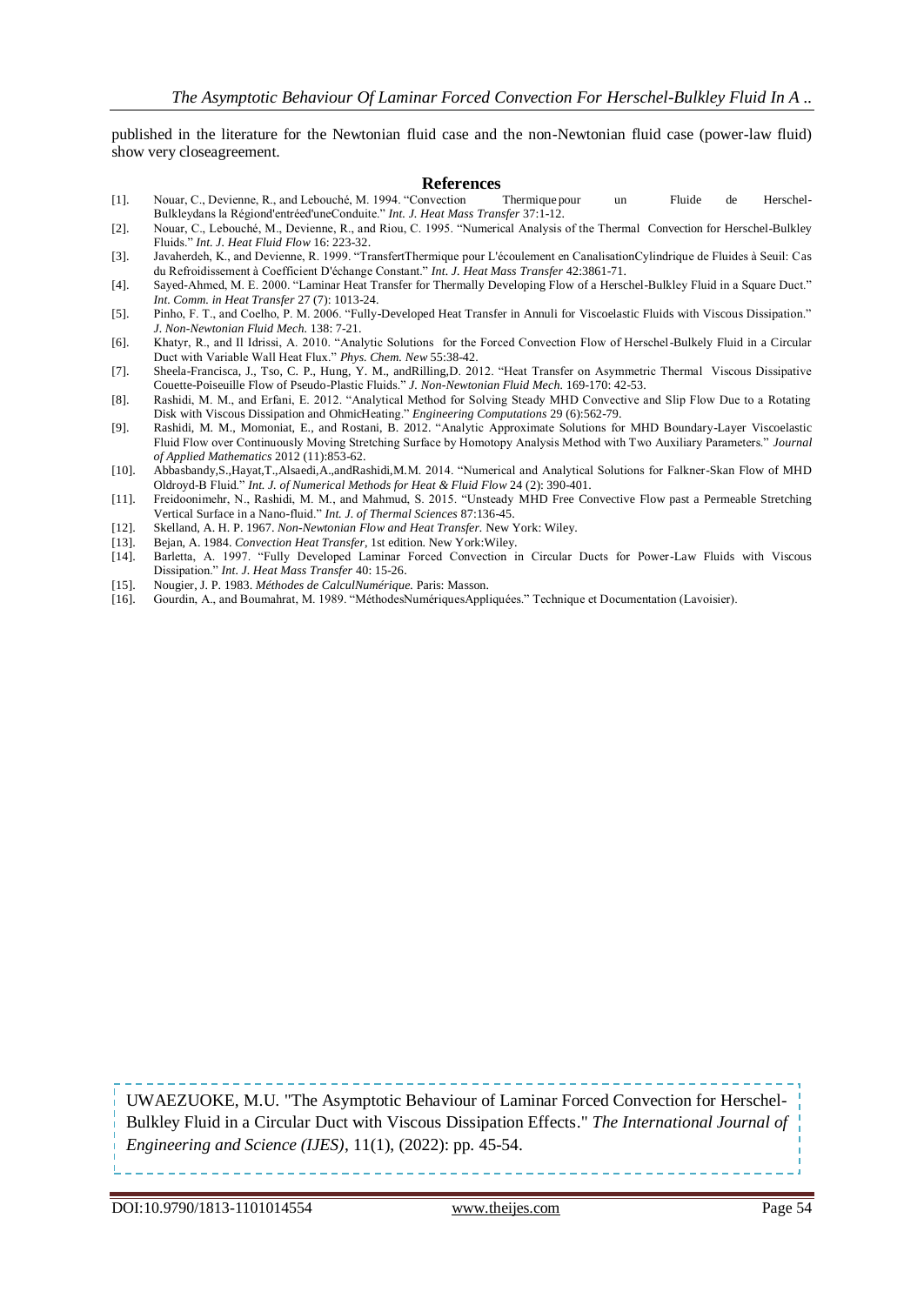published in the literature for the Newtonian fluid case and the non-Newtonian fluid case (power-law fluid) show very closeagreement.

## References

[1]. Nouar, C., Devienne, R., and Lebouché, M. 1994. "Convection Thermique pour un Fluide de Herschel-Bulkleydans la Régiond'entréed'uneConduite." *Int. J. Heat Mass Transfer* 37:1-12.

[2]. Nouar, C., Lebouché, M., Devienne, R., and Riou, C. 1995. "Numerical Analysis of the Thermal Convection for Herschel-Bulkley Fluids." *Int. J. Heat Fluid Flow* 16: 223-32.

[3]. Javaherdeh, K., and Devienne, R. 1999. "TransfertThermique pour L'écoulement en CanalisationCylindrique de Fluides à Seuil: Cas du Refroidissement à Coefficient D'échange Constant." *Int. J. Heat Mass Transfer* 42:3861-71.

[4]. Sayed-Ahmed, M. E. 2000. "Laminar Heat Transfer for Thermally Developing Flow of a Herschel-Bulkley Fluid in a Square Duct." *Int. Comm. in Heat Transfer* 27 (7): 1013-24.

[5]. Pinho, F. T., and Coelho, P. M. 2006. "Fully-Developed Heat Transfer in Annuli for Viscoelastic Fluids with Viscous Dissipation." *J. Non-Newtonian Fluid Mech.* 138: 7-21.

[6]. Khatyr, R., and Il Idrissi, A. 2010. "Analytic Solutions for the Forced Convection Flow of Herschel-Bulkely Fluid in a Circular Duct with Variable Wall Heat Flux." *Phys. Chem. New* 55:38-42.

[7]. Sheela-Francisca, J., Tso, C. P., Hung, Y. M., andRilling,D. 2012. "Heat Transfer on Asymmetric Thermal Viscous Dissipative Couette-Poiseuille Flow of Pseudo-Plastic Fluids." *J. Non-Newtonian Fluid Mech.* 169-170: 42-53.

[8]. Rashidi, M. M., and Erfani, E. 2012. "Analytical Method for Solving Steady MHD Convective and Slip Flow Due to a Rotating Disk with Viscous Dissipation and OhmicHeating." *Engineering Computations* 29 (6):562-79.

[9]. Rashidi, M. M., Momoniat, E., and Rostani, B. 2012. "Analytic Approximate Solutions for MHD Boundary-Layer Viscoelastic Fluid Flow over Continuously Moving Stretching Surface by Homotopy Analysis Method with Two Auxiliary Parameters." *Journal of Applied Mathematics* 2012 (11):853-62.

[10]. Abbasbandy,S.,Hayat,T.,Alsaedi,A.,andRashidi,M.M. 2014. "Numerical and Analytical Solutions for Falkner-Skan Flow of MHD Oldroyd-B Fluid." *Int. J. of Numerical Methods for Heat & Fluid Flow* 24 (2): 390-401.

[11]. Freidoonimehr, N., Rashidi, M. M., and Mahmud, S. 2015. "Unsteady MHD Free Convective Flow past a Permeable Stretching Vertical Surface in a Nano-fluid." *Int. J. of Thermal Sciences* 87:136-45.

[12]. Skelland, A. H. P. 1967. *Non-Newtonian Flow and Heat Transfer.* New York: Wiley.

[13]. Bejan, A. 1984. *Convection Heat Transfer*, 1st edition. New York:Wiley.

[14]. Barletta, A. 1997. "Fully Developed Laminar Forced Convection in Circular Ducts for Power-Law Fluids with Viscous Dissipation." *Int. J. Heat Mass Transfer* 40: 15-26.

[15]. Nougier, J. P. 1983. *Méthodes de CalculNumérique.* Paris: Masson.

[16]. Gourdin, A., and Boumahrat, M. 1989. "MéthodesNumériquesAppliquées." Technique et Documentation (Lavoisier).

UWAEZUOKE, M.U. "The Asymptotic Behaviour of Laminar Forced Convection for Herschel-Bulkley Fluid in a Circular Duct with Viscous Dissipation Effects." *The International Journal of Engineering and Science (IJES)*, 11(1), (2022): pp. 45-54.